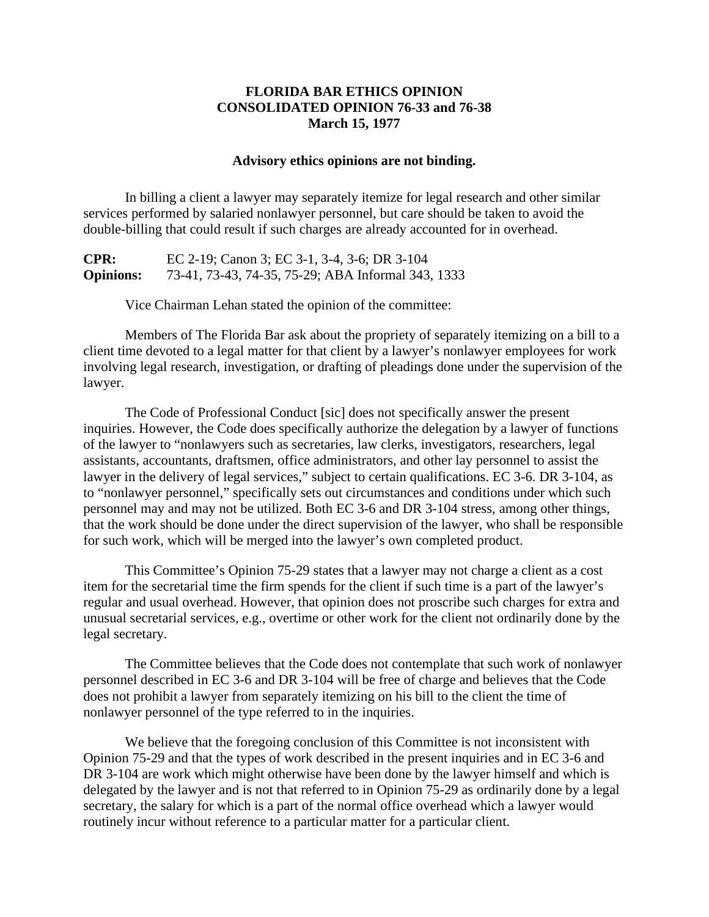**FLORIDA BAR ETHICS OPINION**
**CONSOLIDATED OPINION 76-33 and 76-38**
**March 15, 1977**

**Advisory ethics opinions are not binding.**

In billing a client a lawyer may separately itemize for legal research and other similar services performed by salaried nonlawyer personnel, but care should be taken to avoid the double-billing that could result if such charges are already accounted for in overhead.

**CPR:** EC 2-19; Canon 3; EC 3-1, 3-4, 3-6; DR 3-104
**Opinions:** 73-41, 73-43, 74-35, 75-29; ABA Informal 343, 1333

Vice Chairman Lehan stated the opinion of the committee:

Members of The Florida Bar ask about the propriety of separately itemizing on a bill to a client time devoted to a legal matter for that client by a lawyer's nonlawyer employees for work involving legal research, investigation, or drafting of pleadings done under the supervision of the lawyer.

The Code of Professional Conduct [sic] does not specifically answer the present inquiries. However, the Code does specifically authorize the delegation by a lawyer of functions of the lawyer to "nonlawyers such as secretaries, law clerks, investigators, researchers, legal assistants, accountants, draftsmen, office administrators, and other lay personnel to assist the lawyer in the delivery of legal services," subject to certain qualifications. EC 3-6. DR 3-104, as to "nonlawyer personnel," specifically sets out circumstances and conditions under which such personnel may and may not be utilized. Both EC 3-6 and DR 3-104 stress, among other things, that the work should be done under the direct supervision of the lawyer, who shall be responsible for such work, which will be merged into the lawyer's own completed product.

This Committee's Opinion 75-29 states that a lawyer may not charge a client as a cost item for the secretarial time the firm spends for the client if such time is a part of the lawyer's regular and usual overhead. However, that opinion does not proscribe such charges for extra and unusual secretarial services, e.g., overtime or other work for the client not ordinarily done by the legal secretary.

The Committee believes that the Code does not contemplate that such work of nonlawyer personnel described in EC 3-6 and DR 3-104 will be free of charge and believes that the Code does not prohibit a lawyer from separately itemizing on his bill to the client the time of nonlawyer personnel of the type referred to in the inquiries.

We believe that the foregoing conclusion of this Committee is not inconsistent with Opinion 75-29 and that the types of work described in the present inquiries and in EC 3-6 and DR 3-104 are work which might otherwise have been done by the lawyer himself and which is delegated by the lawyer and is not that referred to in Opinion 75-29 as ordinarily done by a legal secretary, the salary for which is a part of the normal office overhead which a lawyer would routinely incur without reference to a particular matter for a particular client.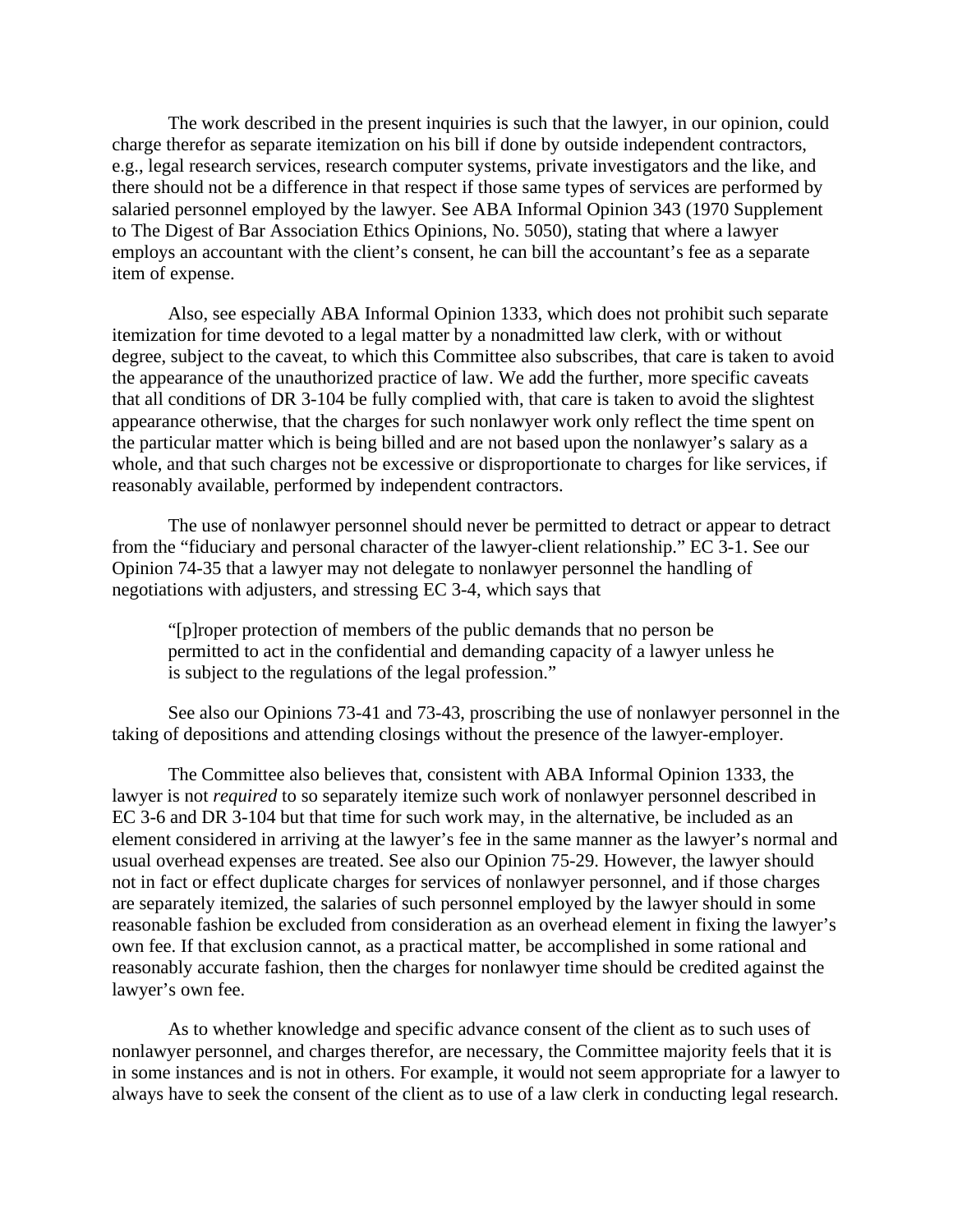The work described in the present inquiries is such that the lawyer, in our opinion, could charge therefor as separate itemization on his bill if done by outside independent contractors, e.g., legal research services, research computer systems, private investigators and the like, and there should not be a difference in that respect if those same types of services are performed by salaried personnel employed by the lawyer. See ABA Informal Opinion 343 (1970 Supplement to The Digest of Bar Association Ethics Opinions, No. 5050), stating that where a lawyer employs an accountant with the client's consent, he can bill the accountant's fee as a separate item of expense.

Also, see especially ABA Informal Opinion 1333, which does not prohibit such separate itemization for time devoted to a legal matter by a nonadmitted law clerk, with or without degree, subject to the caveat, to which this Committee also subscribes, that care is taken to avoid the appearance of the unauthorized practice of law. We add the further, more specific caveats that all conditions of DR 3-104 be fully complied with, that care is taken to avoid the slightest appearance otherwise, that the charges for such nonlawyer work only reflect the time spent on the particular matter which is being billed and are not based upon the nonlawyer's salary as a whole, and that such charges not be excessive or disproportionate to charges for like services, if reasonably available, performed by independent contractors.

The use of nonlawyer personnel should never be permitted to detract or appear to detract from the "fiduciary and personal character of the lawyer-client relationship." EC 3-1. See our Opinion 74-35 that a lawyer may not delegate to nonlawyer personnel the handling of negotiations with adjusters, and stressing EC 3-4, which says that

> "[p]roper protection of members of the public demands that no person be permitted to act in the confidential and demanding capacity of a lawyer unless he is subject to the regulations of the legal profession."

See also our Opinions 73-41 and 73-43, proscribing the use of nonlawyer personnel in the taking of depositions and attending closings without the presence of the lawyer-employer.

The Committee also believes that, consistent with ABA Informal Opinion 1333, the lawyer is not *required* to so separately itemize such work of nonlawyer personnel described in EC 3-6 and DR 3-104 but that time for such work may, in the alternative, be included as an element considered in arriving at the lawyer's fee in the same manner as the lawyer's normal and usual overhead expenses are treated. See also our Opinion 75-29. However, the lawyer should not in fact or effect duplicate charges for services of nonlawyer personnel, and if those charges are separately itemized, the salaries of such personnel employed by the lawyer should in some reasonable fashion be excluded from consideration as an overhead element in fixing the lawyer's own fee. If that exclusion cannot, as a practical matter, be accomplished in some rational and reasonably accurate fashion, then the charges for nonlawyer time should be credited against the lawyer's own fee.

As to whether knowledge and specific advance consent of the client as to such uses of nonlawyer personnel, and charges therefor, are necessary, the Committee majority feels that it is in some instances and is not in others. For example, it would not seem appropriate for a lawyer to always have to seek the consent of the client as to use of a law clerk in conducting legal research.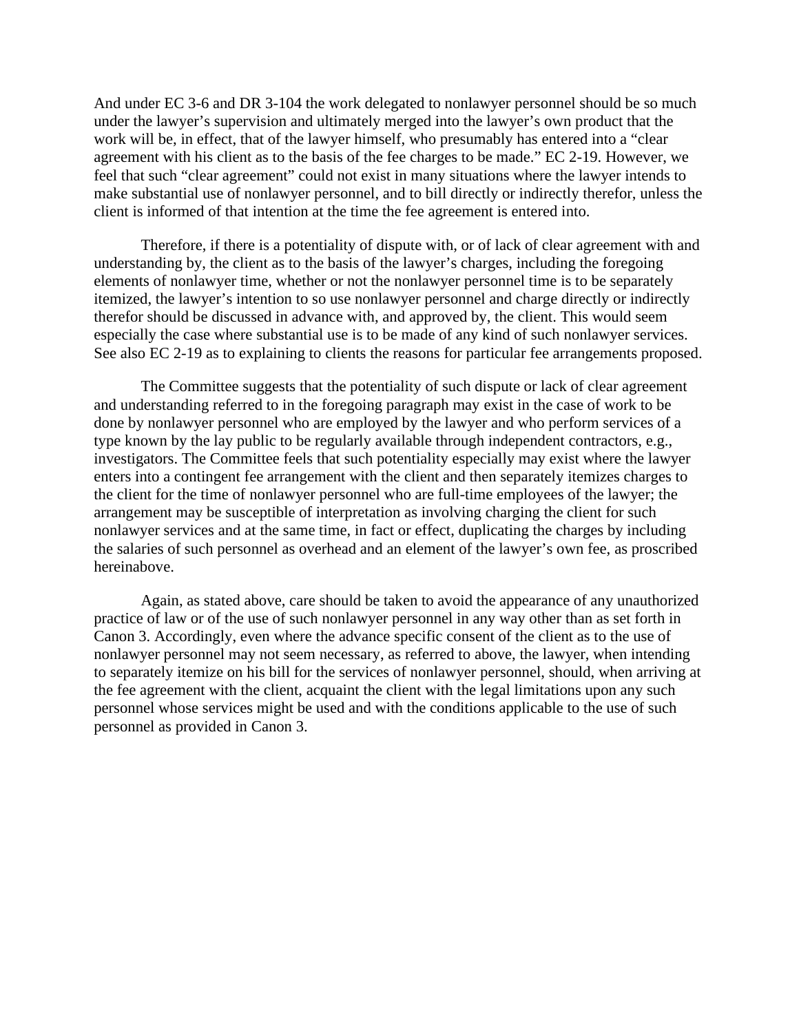And under EC 3-6 and DR 3-104 the work delegated to nonlawyer personnel should be so much under the lawyer's supervision and ultimately merged into the lawyer's own product that the work will be, in effect, that of the lawyer himself, who presumably has entered into a "clear agreement with his client as to the basis of the fee charges to be made." EC 2-19. However, we feel that such "clear agreement" could not exist in many situations where the lawyer intends to make substantial use of nonlawyer personnel, and to bill directly or indirectly therefor, unless the client is informed of that intention at the time the fee agreement is entered into.

Therefore, if there is a potentiality of dispute with, or of lack of clear agreement with and understanding by, the client as to the basis of the lawyer's charges, including the foregoing elements of nonlawyer time, whether or not the nonlawyer personnel time is to be separately itemized, the lawyer's intention to so use nonlawyer personnel and charge directly or indirectly therefor should be discussed in advance with, and approved by, the client. This would seem especially the case where substantial use is to be made of any kind of such nonlawyer services. See also EC 2-19 as to explaining to clients the reasons for particular fee arrangements proposed.

The Committee suggests that the potentiality of such dispute or lack of clear agreement and understanding referred to in the foregoing paragraph may exist in the case of work to be done by nonlawyer personnel who are employed by the lawyer and who perform services of a type known by the lay public to be regularly available through independent contractors, e.g., investigators. The Committee feels that such potentiality especially may exist where the lawyer enters into a contingent fee arrangement with the client and then separately itemizes charges to the client for the time of nonlawyer personnel who are full-time employees of the lawyer; the arrangement may be susceptible of interpretation as involving charging the client for such nonlawyer services and at the same time, in fact or effect, duplicating the charges by including the salaries of such personnel as overhead and an element of the lawyer's own fee, as proscribed hereinabove.

Again, as stated above, care should be taken to avoid the appearance of any unauthorized practice of law or of the use of such nonlawyer personnel in any way other than as set forth in Canon 3. Accordingly, even where the advance specific consent of the client as to the use of nonlawyer personnel may not seem necessary, as referred to above, the lawyer, when intending to separately itemize on his bill for the services of nonlawyer personnel, should, when arriving at the fee agreement with the client, acquaint the client with the legal limitations upon any such personnel whose services might be used and with the conditions applicable to the use of such personnel as provided in Canon 3.